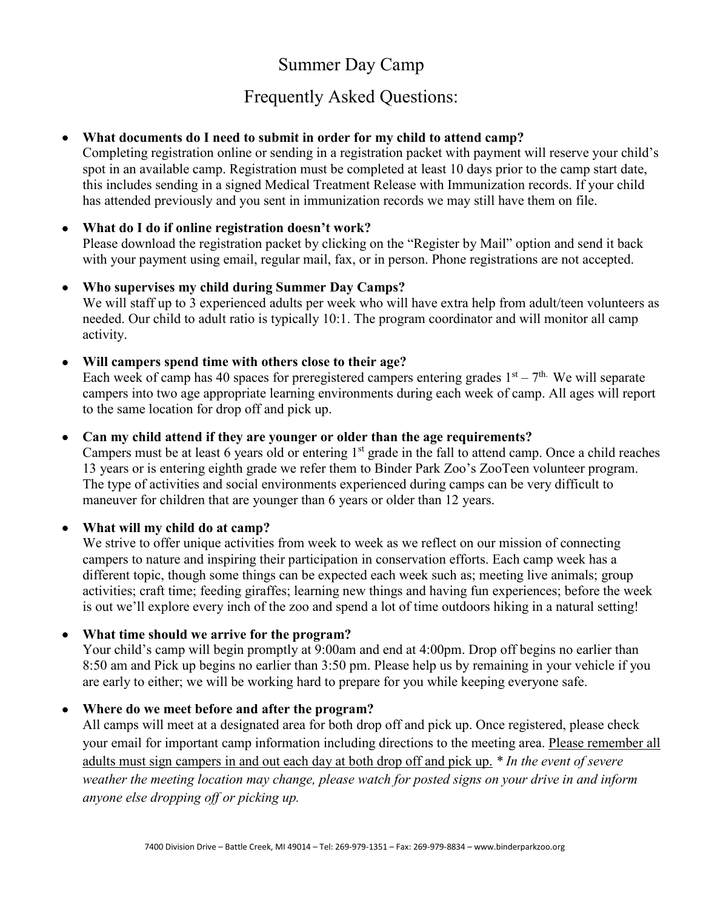# Summer Day Camp

## Frequently Asked Questions:

- **What documents do I need to submit in order for my child to attend camp?**
  Completing registration online or sending in a registration packet with payment will reserve your child's spot in an available camp. Registration must be completed at least 10 days prior to the camp start date, this includes sending in a signed Medical Treatment Release with Immunization records. If your child has attended previously and you sent in immunization records we may still have them on file.

- **What do I do if online registration doesn't work?**
  Please download the registration packet by clicking on the "Register by Mail" option and send it back with your payment using email, regular mail, fax, or in person. Phone registrations are not accepted.

- **Who supervises my child during Summer Day Camps?**
  We will staff up to 3 experienced adults per week who will have extra help from adult/teen volunteers as needed. Our child to adult ratio is typically 10:1. The program coordinator and will monitor all camp activity.

- **Will campers spend time with others close to their age?**
  Each week of camp has 40 spaces for preregistered campers entering grades 1st – 7th. We will separate campers into two age appropriate learning environments during each week of camp. All ages will report to the same location for drop off and pick up.

- **Can my child attend if they are younger or older than the age requirements?**
  Campers must be at least 6 years old or entering 1st grade in the fall to attend camp. Once a child reaches 13 years or is entering eighth grade we refer them to Binder Park Zoo's ZooTeen volunteer program. The type of activities and social environments experienced during camps can be very difficult to maneuver for children that are younger than 6 years or older than 12 years.

- **What will my child do at camp?**
  We strive to offer unique activities from week to week as we reflect on our mission of connecting campers to nature and inspiring their participation in conservation efforts. Each camp week has a different topic, though some things can be expected each week such as; meeting live animals; group activities; craft time; feeding giraffes; learning new things and having fun experiences; before the week is out we'll explore every inch of the zoo and spend a lot of time outdoors hiking in a natural setting!

- **What time should we arrive for the program?**
  Your child's camp will begin promptly at 9:00am and end at 4:00pm. Drop off begins no earlier than 8:50 am and Pick up begins no earlier than 3:50 pm. Please help us by remaining in your vehicle if you are early to either; we will be working hard to prepare for you while keeping everyone safe.

- **Where do we meet before and after the program?**
  All camps will meet at a designated area for both drop off and pick up. Once registered, please check your email for important camp information including directions to the meeting area. <u>Please remember all adults must sign campers in and out each day at both drop off and pick up.</u> * *In the event of severe weather the meeting location may change, please watch for posted signs on your drive in and inform anyone else dropping off or picking up.*

7400 Division Drive – Battle Creek, MI 49014 – Tel: 269-979-1351 – Fax: 269-979-8834 – www.binderparkzoo.org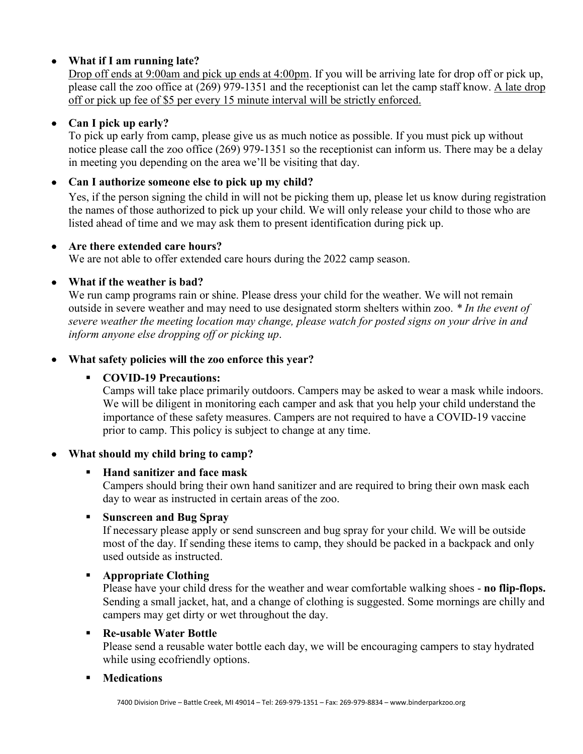- **What if I am running late?**

  Drop off ends at 9:00am and pick up ends at 4:00pm. If you will be arriving late for drop off or pick up, please call the zoo office at (269) 979-1351 and the receptionist can let the camp staff know. A late drop off or pick up fee of $5 per every 15 minute interval will be strictly enforced.

- **Can I pick up early?**

  To pick up early from camp, please give us as much notice as possible. If you must pick up without notice please call the zoo office (269) 979-1351 so the receptionist can inform us. There may be a delay in meeting you depending on the area we'll be visiting that day.

- **Can I authorize someone else to pick up my child?**

  Yes, if the person signing the child in will not be picking them up, please let us know during registration the names of those authorized to pick up your child. We will only release your child to those who are listed ahead of time and we may ask them to present identification during pick up.

- **Are there extended care hours?**

  We are not able to offer extended care hours during the 2022 camp season.

- **What if the weather is bad?**

  We run camp programs rain or shine. Please dress your child for the weather. We will not remain outside in severe weather and may need to use designated storm shelters within zoo. *\* In the event of severe weather the meeting location may change, please watch for posted signs on your drive in and inform anyone else dropping off or picking up*.

- **What safety policies will the zoo enforce this year?**

  - **COVID-19 Precautions:**

    Camps will take place primarily outdoors. Campers may be asked to wear a mask while indoors. We will be diligent in monitoring each camper and ask that you help your child understand the importance of these safety measures. Campers are not required to have a COVID-19 vaccine prior to camp. This policy is subject to change at any time.

- **What should my child bring to camp?**

  - **Hand sanitizer and face mask**

    Campers should bring their own hand sanitizer and are required to bring their own mask each day to wear as instructed in certain areas of the zoo.

  - **Sunscreen and Bug Spray**

    If necessary please apply or send sunscreen and bug spray for your child. We will be outside most of the day. If sending these items to camp, they should be packed in a backpack and only used outside as instructed.

  - **Appropriate Clothing**

    Please have your child dress for the weather and wear comfortable walking shoes - **no flip-flops.** Sending a small jacket, hat, and a change of clothing is suggested. Some mornings are chilly and campers may get dirty or wet throughout the day.

  - **Re-usable Water Bottle**

    Please send a reusable water bottle each day, we will be encouraging campers to stay hydrated while using ecofriendly options.

  - **Medications**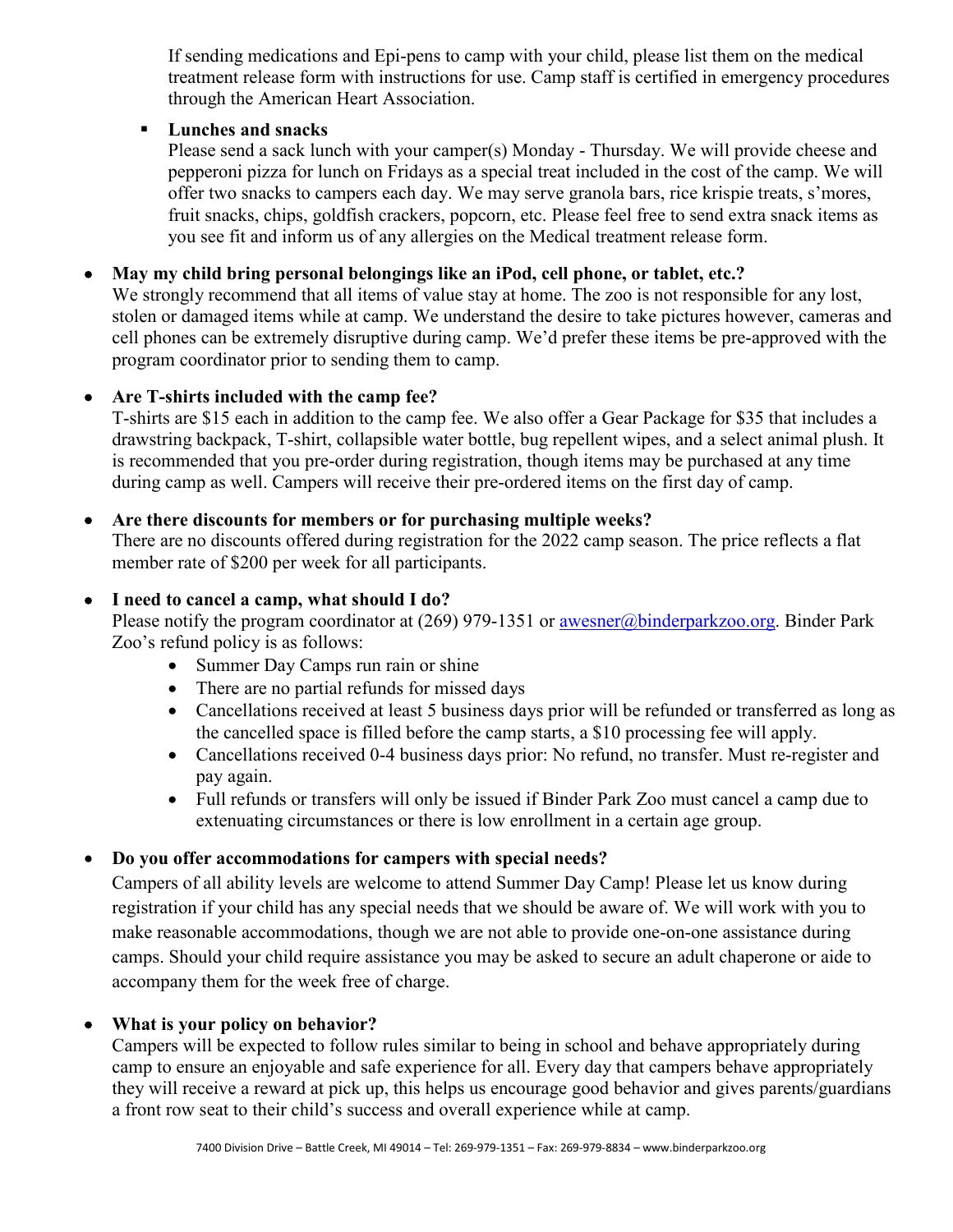If sending medications and Epi-pens to camp with your child, please list them on the medical treatment release form with instructions for use. Camp staff is certified in emergency procedures through the American Heart Association.

- **Lunches and snacks**
  
  Please send a sack lunch with your camper(s) Monday - Thursday. We will provide cheese and pepperoni pizza for lunch on Fridays as a special treat included in the cost of the camp. We will offer two snacks to campers each day. We may serve granola bars, rice krispie treats, s'mores, fruit snacks, chips, goldfish crackers, popcorn, etc. Please feel free to send extra snack items as you see fit and inform us of any allergies on the Medical treatment release form.

- **May my child bring personal belongings like an iPod, cell phone, or tablet, etc.?**
  
  We strongly recommend that all items of value stay at home. The zoo is not responsible for any lost, stolen or damaged items while at camp. We understand the desire to take pictures however, cameras and cell phones can be extremely disruptive during camp. We'd prefer these items be pre-approved with the program coordinator prior to sending them to camp.

- **Are T-shirts included with the camp fee?**
  
  T-shirts are $15 each in addition to the camp fee. We also offer a Gear Package for $35 that includes a drawstring backpack, T-shirt, collapsible water bottle, bug repellent wipes, and a select animal plush. It is recommended that you pre-order during registration, though items may be purchased at any time during camp as well. Campers will receive their pre-ordered items on the first day of camp.

- **Are there discounts for members or for purchasing multiple weeks?**
  
  There are no discounts offered during registration for the 2022 camp season. The price reflects a flat member rate of $200 per week for all participants.

- **I need to cancel a camp, what should I do?**
  
  Please notify the program coordinator at (269) 979-1351 or awesner@binderparkzoo.org. Binder Park Zoo's refund policy is as follows:
  - Summer Day Camps run rain or shine
  - There are no partial refunds for missed days
  - Cancellations received at least 5 business days prior will be refunded or transferred as long as the cancelled space is filled before the camp starts, a $10 processing fee will apply.
  - Cancellations received 0-4 business days prior: No refund, no transfer. Must re-register and pay again.
  - Full refunds or transfers will only be issued if Binder Park Zoo must cancel a camp due to extenuating circumstances or there is low enrollment in a certain age group.

- **Do you offer accommodations for campers with special needs?**
  
  Campers of all ability levels are welcome to attend Summer Day Camp! Please let us know during registration if your child has any special needs that we should be aware of. We will work with you to make reasonable accommodations, though we are not able to provide one-on-one assistance during camps. Should your child require assistance you may be asked to secure an adult chaperone or aide to accompany them for the week free of charge.

- **What is your policy on behavior?**
  
  Campers will be expected to follow rules similar to being in school and behave appropriately during camp to ensure an enjoyable and safe experience for all. Every day that campers behave appropriately they will receive a reward at pick up, this helps us encourage good behavior and gives parents/guardians a front row seat to their child's success and overall experience while at camp.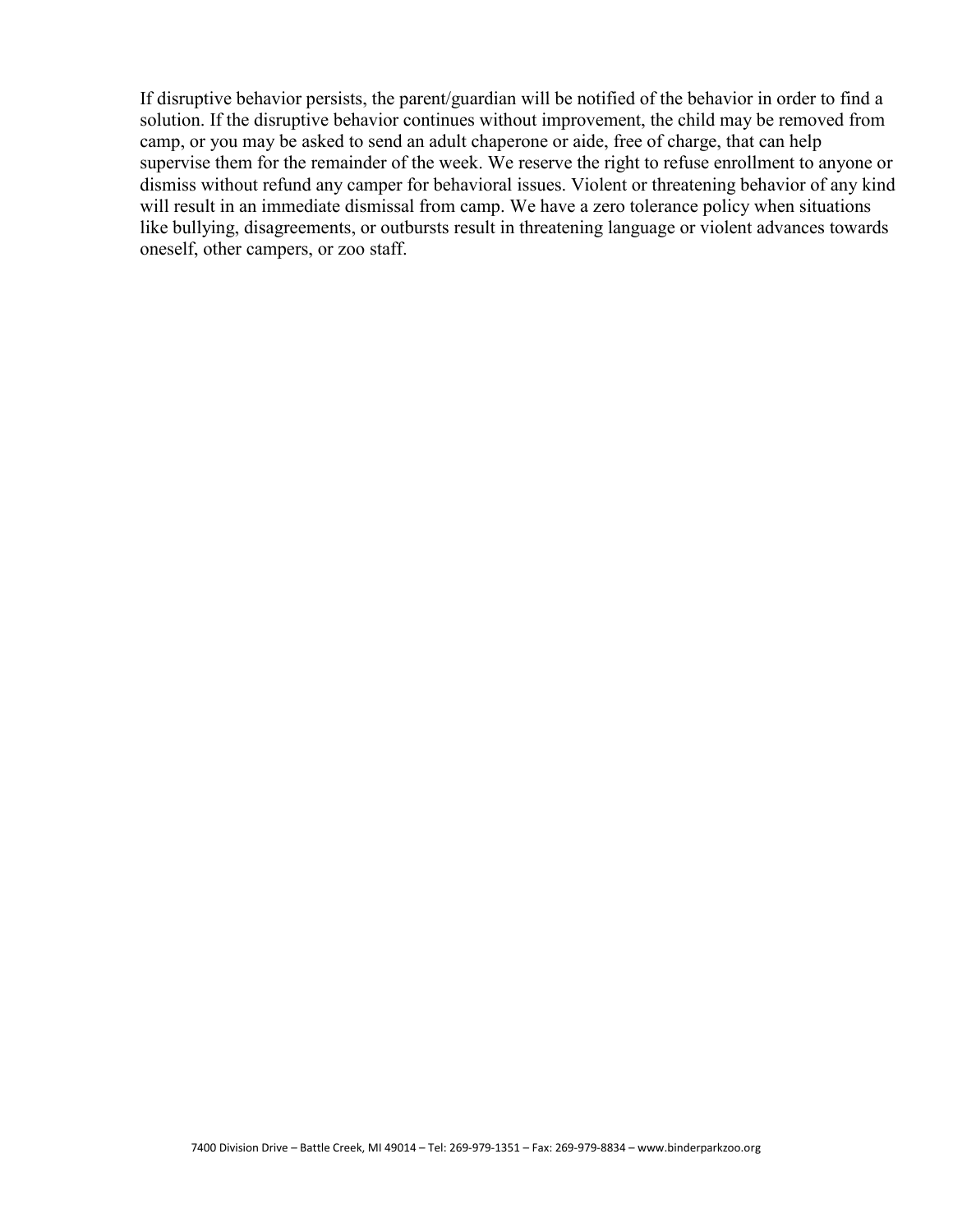If disruptive behavior persists, the parent/guardian will be notified of the behavior in order to find a solution. If the disruptive behavior continues without improvement, the child may be removed from camp, or you may be asked to send an adult chaperone or aide, free of charge, that can help supervise them for the remainder of the week. We reserve the right to refuse enrollment to anyone or dismiss without refund any camper for behavioral issues. Violent or threatening behavior of any kind will result in an immediate dismissal from camp. We have a zero tolerance policy when situations like bullying, disagreements, or outbursts result in threatening language or violent advances towards oneself, other campers, or zoo staff.